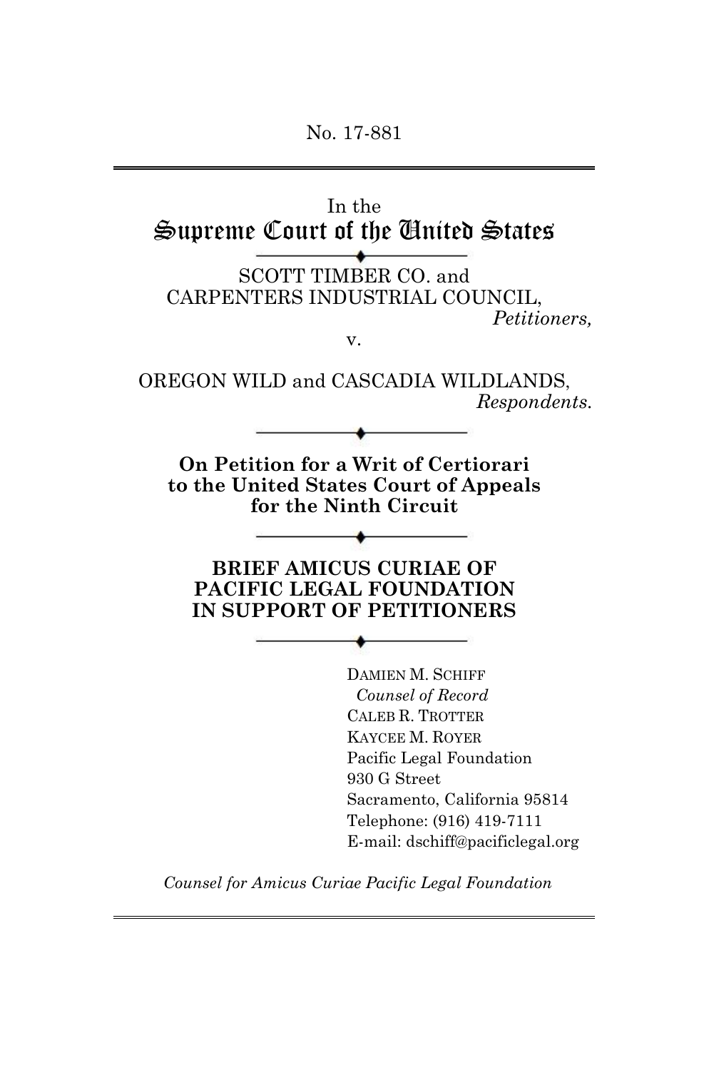No. 17-881

---

In the

# Supreme Court of the United States

SCOTT TIMBER CO. and
CARPENTERS INDUSTRIAL COUNCIL,
*Petitioners,*

v.

OREGON WILD and CASCADIA WILDLANDS,
*Respondents.*

**On Petition for a Writ of Certiorari to the United States Court of Appeals for the Ninth Circuit**

**BRIEF AMICUS CURIAE OF PACIFIC LEGAL FOUNDATION IN SUPPORT OF PETITIONERS**

DAMIEN M. SCHIFF
*Counsel of Record*
CALEB R. TROTTER
KAYCEE M. ROYER
Pacific Legal Foundation
930 G Street
Sacramento, California 95814
Telephone: (916) 419-7111
E-mail: dschiff@pacificlegal.org

*Counsel for Amicus Curiae Pacific Legal Foundation*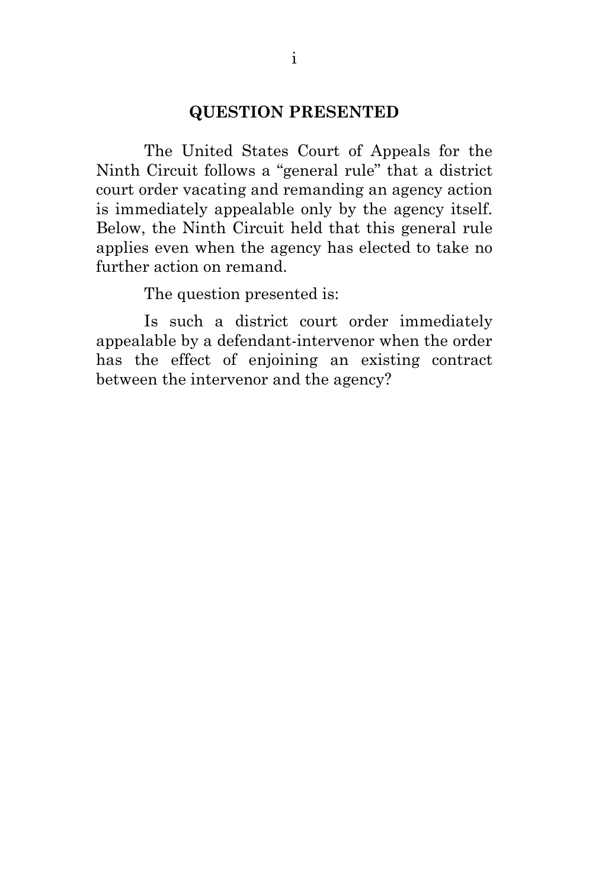## QUESTION PRESENTED

The United States Court of Appeals for the Ninth Circuit follows a "general rule" that a district court order vacating and remanding an agency action is immediately appealable only by the agency itself. Below, the Ninth Circuit held that this general rule applies even when the agency has elected to take no further action on remand.

The question presented is:

Is such a district court order immediately appealable by a defendant-intervenor when the order has the effect of enjoining an existing contract between the intervenor and the agency?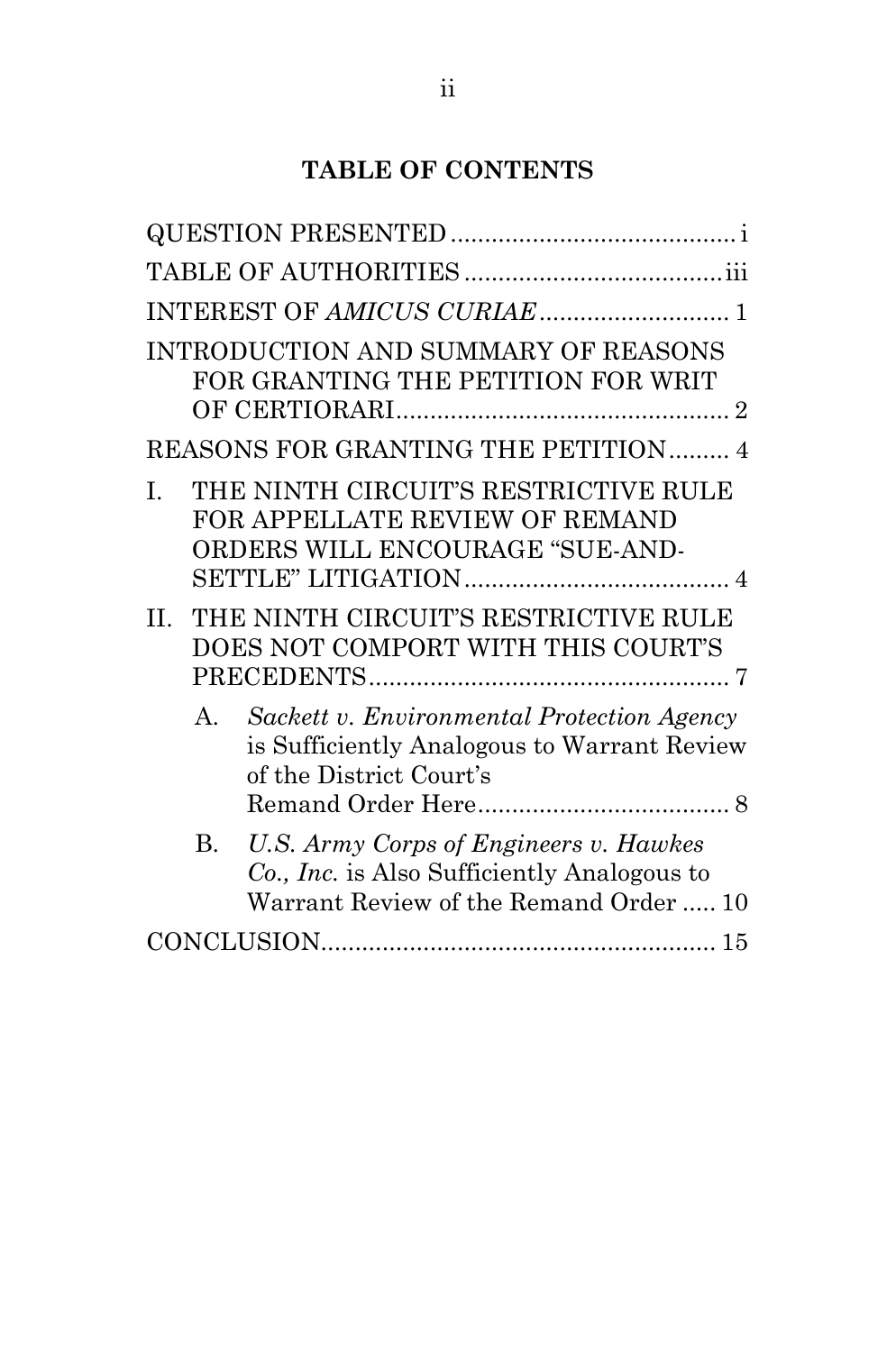# TABLE OF CONTENTS

QUESTION PRESENTED .......................................... i

TABLE OF AUTHORITIES ...................................... iii

INTEREST OF *AMICUS CURIAE* ............................ 1

INTRODUCTION AND SUMMARY OF REASONS FOR GRANTING THE PETITION FOR WRIT OF CERTIORARI ................................................. 2

REASONS FOR GRANTING THE PETITION ......... 4

I. THE NINTH CIRCUIT'S RESTRICTIVE RULE FOR APPELLATE REVIEW OF REMAND ORDERS WILL ENCOURAGE "SUE-AND-SETTLE" LITIGATION ....................................... 4

II. THE NINTH CIRCUIT'S RESTRICTIVE RULE DOES NOT COMPORT WITH THIS COURT'S PRECEDENTS ..................................................... 7

   A. *Sackett v. Environmental Protection Agency* is Sufficiently Analogous to Warrant Review of the District Court's Remand Order Here ..................................... 8

   B. *U.S. Army Corps of Engineers v. Hawkes Co., Inc.* is Also Sufficiently Analogous to Warrant Review of the Remand Order ..... 10

CONCLUSION ......................................................... 15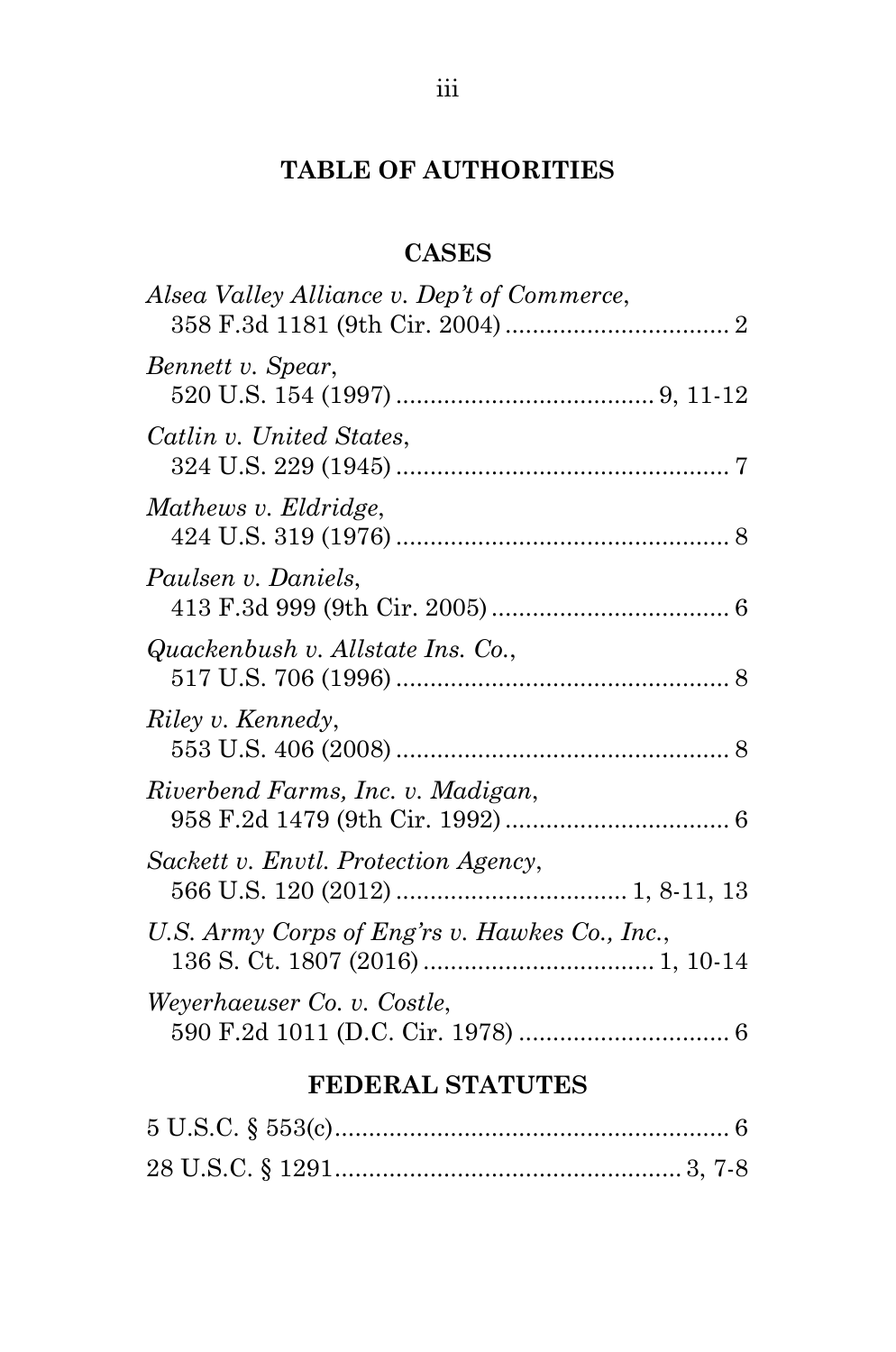## TABLE OF AUTHORITIES

### CASES

*Alsea Valley Alliance v. Dep't of Commerce*,
358 F.3d 1181 (9th Cir. 2004) ................................. 2

*Bennett v. Spear*,
520 U.S. 154 (1997) ..................................... 9, 11-12

*Catlin v. United States*,
324 U.S. 229 (1945) ................................................ 7

*Mathews v. Eldridge*,
424 U.S. 319 (1976) ................................................ 8

*Paulsen v. Daniels*,
413 F.3d 999 (9th Cir. 2005) .................................. 6

*Quackenbush v. Allstate Ins. Co.*,
517 U.S. 706 (1996) ................................................ 8

*Riley v. Kennedy*,
553 U.S. 406 (2008) ................................................ 8

*Riverbend Farms, Inc. v. Madigan*,
958 F.2d 1479 (9th Cir. 1992) ................................ 6

*Sackett v. Envtl. Protection Agency*,
566 U.S. 120 (2012) ................................. 1, 8-11, 13

*U.S. Army Corps of Eng'rs v. Hawkes Co., Inc.*,
136 S. Ct. 1807 (2016) ................................. 1, 10-14

*Weyerhaeuser Co. v. Costle*,
590 F.2d 1011 (D.C. Cir. 1978) .............................. 6

### FEDERAL STATUTES

5 U.S.C. § 553(c)......................................................... 6

28 U.S.C. § 1291.................................................. 3, 7-8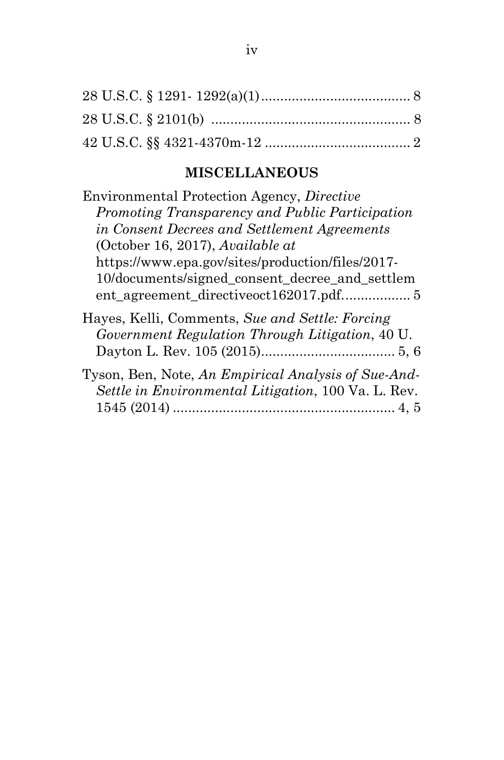28 U.S.C. § 1291- 1292(a)(1) ........................................ 8

28 U.S.C. § 2101(b) ..................................................... 8

42 U.S.C. §§ 4321-4370m-12 ...................................... 2

### MISCELLANEOUS

Environmental Protection Agency, *Directive Promoting Transparency and Public Participation in Consent Decrees and Settlement Agreements* (October 16, 2017), *Available at* https://www.epa.gov/sites/production/files/2017-10/documents/signed_consent_decree_and_settlement_agreement_directiveoct162017.pdf. ................. 5

Hayes, Kelli, Comments, *Sue and Settle: Forcing Government Regulation Through Litigation*, 40 U. Dayton L. Rev. 105 (2015).................................... 5, 6

Tyson, Ben, Note, *An Empirical Analysis of Sue-And-Settle in Environmental Litigation*, 100 Va. L. Rev. 1545 (2014) .......................................................... 4, 5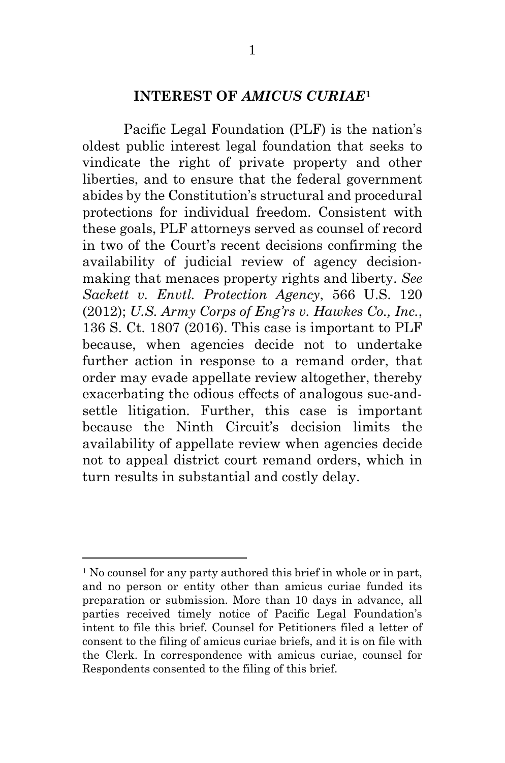## INTEREST OF *AMICUS CURIAE*[1]

Pacific Legal Foundation (PLF) is the nation's oldest public interest legal foundation that seeks to vindicate the right of private property and other liberties, and to ensure that the federal government abides by the Constitution's structural and procedural protections for individual freedom. Consistent with these goals, PLF attorneys served as counsel of record in two of the Court's recent decisions confirming the availability of judicial review of agency decision-making that menaces property rights and liberty. *See Sackett v. Envtl. Protection Agency*, 566 U.S. 120 (2012); *U.S. Army Corps of Eng'rs v. Hawkes Co., Inc.*, 136 S. Ct. 1807 (2016). This case is important to PLF because, when agencies decide not to undertake further action in response to a remand order, that order may evade appellate review altogether, thereby exacerbating the odious effects of analogous sue-and-settle litigation. Further, this case is important because the Ninth Circuit's decision limits the availability of appellate review when agencies decide not to appeal district court remand orders, which in turn results in substantial and costly delay.

---

[1] No counsel for any party authored this brief in whole or in part, and no person or entity other than amicus curiae funded its preparation or submission. More than 10 days in advance, all parties received timely notice of Pacific Legal Foundation's intent to file this brief. Counsel for Petitioners filed a letter of consent to the filing of amicus curiae briefs, and it is on file with the Clerk. In correspondence with amicus curiae, counsel for Respondents consented to the filing of this brief.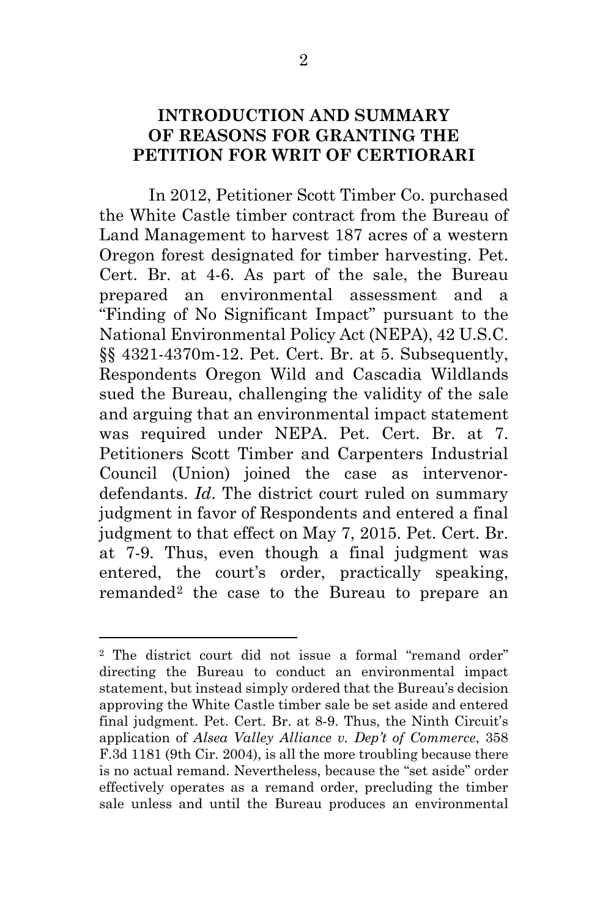## INTRODUCTION AND SUMMARY OF REASONS FOR GRANTING THE PETITION FOR WRIT OF CERTIORARI

In 2012, Petitioner Scott Timber Co. purchased the White Castle timber contract from the Bureau of Land Management to harvest 187 acres of a western Oregon forest designated for timber harvesting. Pet. Cert. Br. at 4-6. As part of the sale, the Bureau prepared an environmental assessment and a "Finding of No Significant Impact" pursuant to the National Environmental Policy Act (NEPA), 42 U.S.C. §§ 4321-4370m-12. Pet. Cert. Br. at 5. Subsequently, Respondents Oregon Wild and Cascadia Wildlands sued the Bureau, challenging the validity of the sale and arguing that an environmental impact statement was required under NEPA. Pet. Cert. Br. at 7. Petitioners Scott Timber and Carpenters Industrial Council (Union) joined the case as intervenor-defendants. *Id*. The district court ruled on summary judgment in favor of Respondents and entered a final judgment to that effect on May 7, 2015. Pet. Cert. Br. at 7-9. Thus, even though a final judgment was entered, the court's order, practically speaking, remanded[2] the case to the Bureau to prepare an

---

[2] The district court did not issue a formal "remand order" directing the Bureau to conduct an environmental impact statement, but instead simply ordered that the Bureau's decision approving the White Castle timber sale be set aside and entered final judgment. Pet. Cert. Br. at 8-9. Thus, the Ninth Circuit's application of *Alsea Valley Alliance v. Dep't of Commerce*, 358 F.3d 1181 (9th Cir. 2004), is all the more troubling because there is no actual remand. Nevertheless, because the "set aside" order effectively operates as a remand order, precluding the timber sale unless and until the Bureau produces an environmental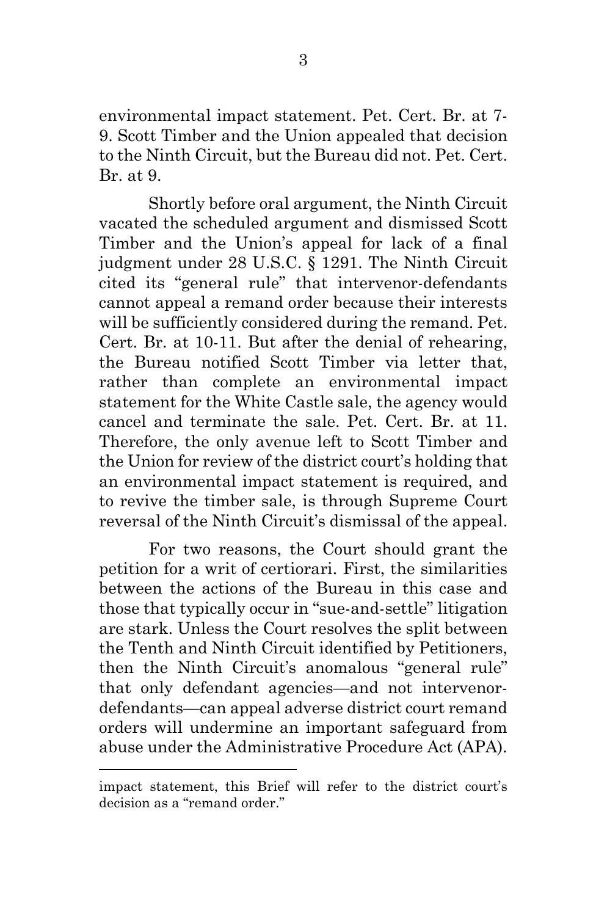environmental impact statement. Pet. Cert. Br. at 7-9. Scott Timber and the Union appealed that decision to the Ninth Circuit, but the Bureau did not. Pet. Cert. Br. at 9.

Shortly before oral argument, the Ninth Circuit vacated the scheduled argument and dismissed Scott Timber and the Union's appeal for lack of a final judgment under 28 U.S.C. § 1291. The Ninth Circuit cited its "general rule" that intervenor-defendants cannot appeal a remand order because their interests will be sufficiently considered during the remand. Pet. Cert. Br. at 10-11. But after the denial of rehearing, the Bureau notified Scott Timber via letter that, rather than complete an environmental impact statement for the White Castle sale, the agency would cancel and terminate the sale. Pet. Cert. Br. at 11. Therefore, the only avenue left to Scott Timber and the Union for review of the district court's holding that an environmental impact statement is required, and to revive the timber sale, is through Supreme Court reversal of the Ninth Circuit's dismissal of the appeal.

For two reasons, the Court should grant the petition for a writ of certiorari. First, the similarities between the actions of the Bureau in this case and those that typically occur in "sue-and-settle" litigation are stark. Unless the Court resolves the split between the Tenth and Ninth Circuit identified by Petitioners, then the Ninth Circuit's anomalous "general rule" that only defendant agencies—and not intervenor-defendants—can appeal adverse district court remand orders will undermine an important safeguard from abuse under the Administrative Procedure Act (APA).

---

impact statement, this Brief will refer to the district court's decision as a "remand order."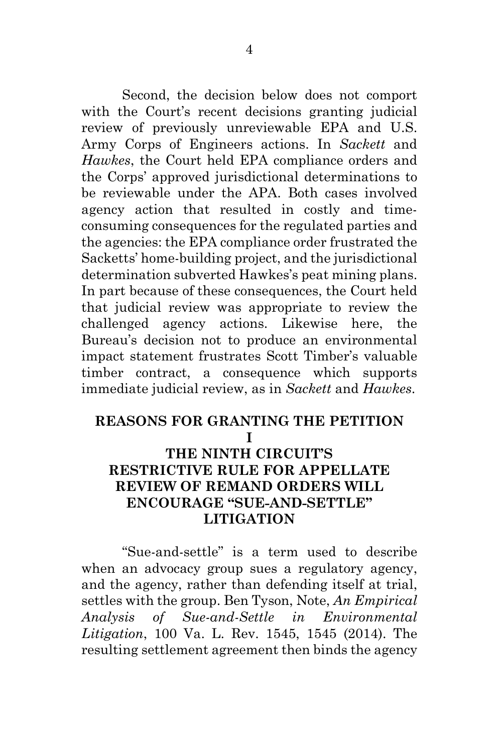Second, the decision below does not comport with the Court's recent decisions granting judicial review of previously unreviewable EPA and U.S. Army Corps of Engineers actions. In *Sackett* and *Hawkes*, the Court held EPA compliance orders and the Corps' approved jurisdictional determinations to be reviewable under the APA. Both cases involved agency action that resulted in costly and time-consuming consequences for the regulated parties and the agencies: the EPA compliance order frustrated the Sacketts' home-building project, and the jurisdictional determination subverted Hawkes's peat mining plans. In part because of these consequences, the Court held that judicial review was appropriate to review the challenged agency actions. Likewise here, the Bureau's decision not to produce an environmental impact statement frustrates Scott Timber's valuable timber contract, a consequence which supports immediate judicial review, as in *Sackett* and *Hawkes*.

## REASONS FOR GRANTING THE PETITION

## I

## THE NINTH CIRCUIT'S RESTRICTIVE RULE FOR APPELLATE REVIEW OF REMAND ORDERS WILL ENCOURAGE "SUE-AND-SETTLE" LITIGATION

"Sue-and-settle" is a term used to describe when an advocacy group sues a regulatory agency, and the agency, rather than defending itself at trial, settles with the group. Ben Tyson, Note, *An Empirical Analysis of Sue-and-Settle in Environmental Litigation*, 100 Va. L. Rev. 1545, 1545 (2014). The resulting settlement agreement then binds the agency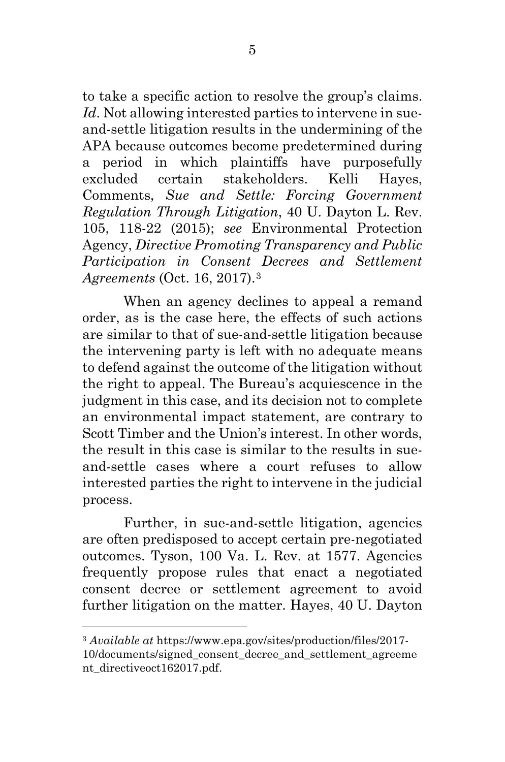to take a specific action to resolve the group's claims. *Id*. Not allowing interested parties to intervene in sue-and-settle litigation results in the undermining of the APA because outcomes become predetermined during a period in which plaintiffs have purposefully excluded certain stakeholders. Kelli Hayes, Comments, *Sue and Settle: Forcing Government Regulation Through Litigation*, 40 U. Dayton L. Rev. 105, 118-22 (2015); *see* Environmental Protection Agency, *Directive Promoting Transparency and Public Participation in Consent Decrees and Settlement Agreements* (Oct. 16, 2017).[3]

When an agency declines to appeal a remand order, as is the case here, the effects of such actions are similar to that of sue-and-settle litigation because the intervening party is left with no adequate means to defend against the outcome of the litigation without the right to appeal. The Bureau's acquiescence in the judgment in this case, and its decision not to complete an environmental impact statement, are contrary to Scott Timber and the Union's interest. In other words, the result in this case is similar to the results in sue-and-settle cases where a court refuses to allow interested parties the right to intervene in the judicial process.

Further, in sue-and-settle litigation, agencies are often predisposed to accept certain pre-negotiated outcomes. Tyson, 100 Va. L. Rev. at 1577. Agencies frequently propose rules that enact a negotiated consent decree or settlement agreement to avoid further litigation on the matter. Hayes, 40 U. Dayton

---

[3] *Available at* https://www.epa.gov/sites/production/files/2017-10/documents/signed_consent_decree_and_settlement_agreement_directiveoct162017.pdf.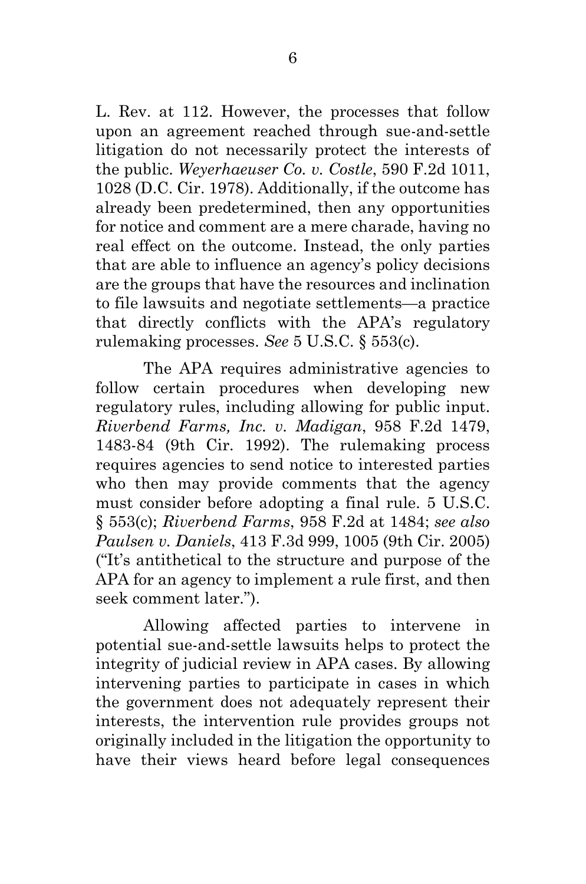L. Rev. at 112. However, the processes that follow upon an agreement reached through sue-and-settle litigation do not necessarily protect the interests of the public. *Weyerhaeuser Co. v. Costle*, 590 F.2d 1011, 1028 (D.C. Cir. 1978). Additionally, if the outcome has already been predetermined, then any opportunities for notice and comment are a mere charade, having no real effect on the outcome. Instead, the only parties that are able to influence an agency's policy decisions are the groups that have the resources and inclination to file lawsuits and negotiate settlements—a practice that directly conflicts with the APA's regulatory rulemaking processes. *See* 5 U.S.C. § 553(c).

The APA requires administrative agencies to follow certain procedures when developing new regulatory rules, including allowing for public input. *Riverbend Farms, Inc. v. Madigan*, 958 F.2d 1479, 1483-84 (9th Cir. 1992). The rulemaking process requires agencies to send notice to interested parties who then may provide comments that the agency must consider before adopting a final rule. 5 U.S.C. § 553(c); *Riverbend Farms*, 958 F.2d at 1484; *see also Paulsen v. Daniels*, 413 F.3d 999, 1005 (9th Cir. 2005) ("It's antithetical to the structure and purpose of the APA for an agency to implement a rule first, and then seek comment later.").

Allowing affected parties to intervene in potential sue-and-settle lawsuits helps to protect the integrity of judicial review in APA cases. By allowing intervening parties to participate in cases in which the government does not adequately represent their interests, the intervention rule provides groups not originally included in the litigation the opportunity to have their views heard before legal consequences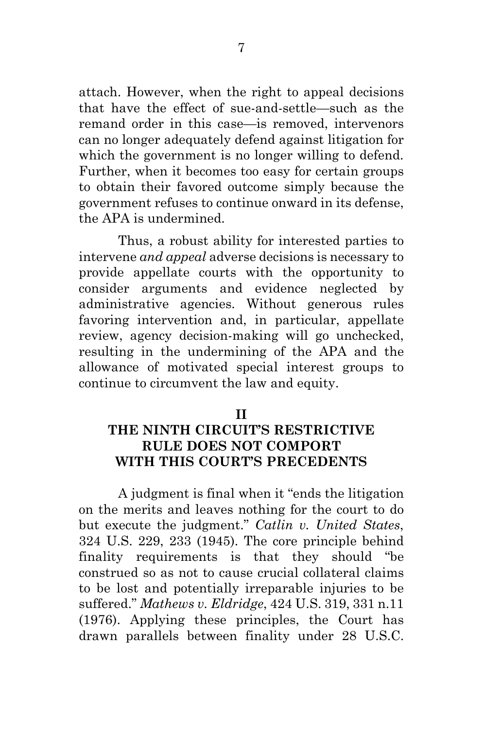attach. However, when the right to appeal decisions that have the effect of sue-and-settle—such as the remand order in this case—is removed, intervenors can no longer adequately defend against litigation for which the government is no longer willing to defend. Further, when it becomes too easy for certain groups to obtain their favored outcome simply because the government refuses to continue onward in its defense, the APA is undermined.

Thus, a robust ability for interested parties to intervene *and appeal* adverse decisions is necessary to provide appellate courts with the opportunity to consider arguments and evidence neglected by administrative agencies. Without generous rules favoring intervention and, in particular, appellate review, agency decision-making will go unchecked, resulting in the undermining of the APA and the allowance of motivated special interest groups to continue to circumvent the law and equity.

## II
## THE NINTH CIRCUIT'S RESTRICTIVE RULE DOES NOT COMPORT WITH THIS COURT'S PRECEDENTS

A judgment is final when it "ends the litigation on the merits and leaves nothing for the court to do but execute the judgment." *Catlin v. United States*, 324 U.S. 229, 233 (1945). The core principle behind finality requirements is that they should "be construed so as not to cause crucial collateral claims to be lost and potentially irreparable injuries to be suffered." *Mathews v. Eldridge*, 424 U.S. 319, 331 n.11 (1976). Applying these principles, the Court has drawn parallels between finality under 28 U.S.C.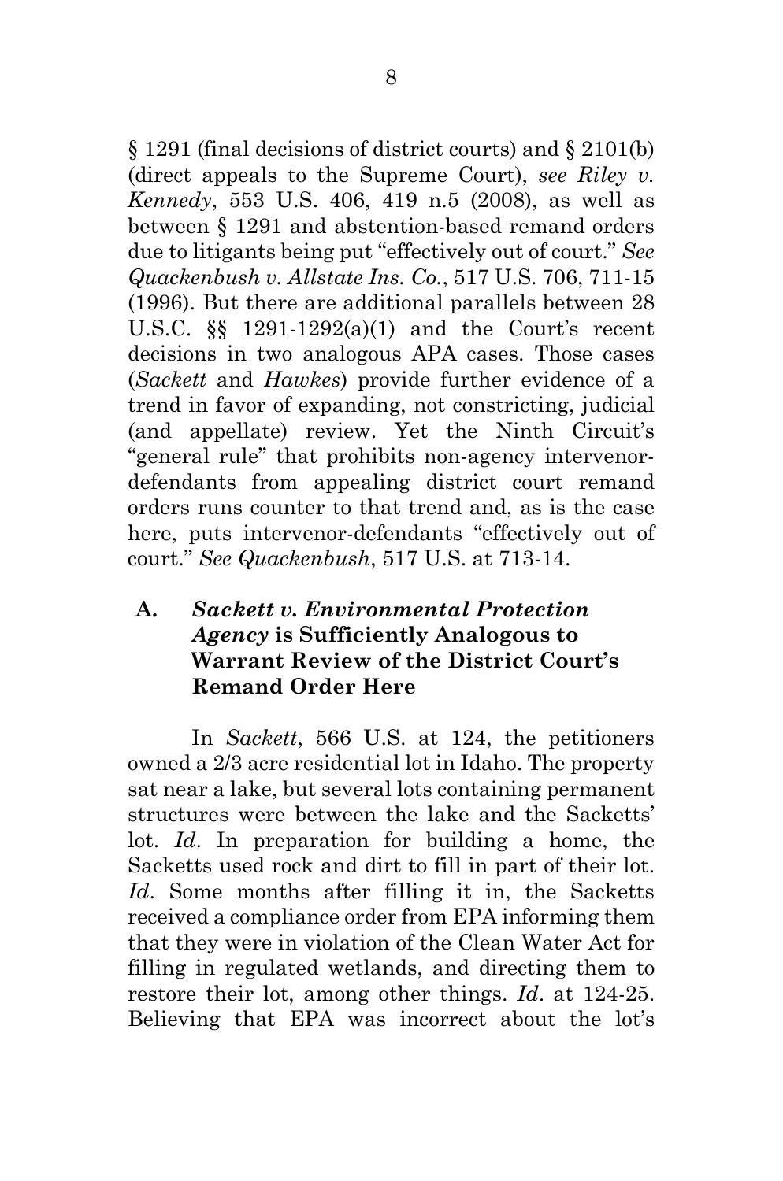§ 1291 (final decisions of district courts) and § 2101(b) (direct appeals to the Supreme Court), *see Riley v. Kennedy*, 553 U.S. 406, 419 n.5 (2008), as well as between § 1291 and abstention-based remand orders due to litigants being put "effectively out of court." *See Quackenbush v. Allstate Ins. Co.*, 517 U.S. 706, 711-15 (1996). But there are additional parallels between 28 U.S.C. §§ 1291-1292(a)(1) and the Court's recent decisions in two analogous APA cases. Those cases (*Sackett* and *Hawkes*) provide further evidence of a trend in favor of expanding, not constricting, judicial (and appellate) review. Yet the Ninth Circuit's "general rule" that prohibits non-agency intervenor-defendants from appealing district court remand orders runs counter to that trend and, as is the case here, puts intervenor-defendants "effectively out of court." *See Quackenbush*, 517 U.S. at 713-14.

### A. *Sackett v. Environmental Protection Agency* is Sufficiently Analogous to Warrant Review of the District Court's Remand Order Here

In *Sackett*, 566 U.S. at 124, the petitioners owned a 2/3 acre residential lot in Idaho. The property sat near a lake, but several lots containing permanent structures were between the lake and the Sacketts' lot. *Id*. In preparation for building a home, the Sacketts used rock and dirt to fill in part of their lot. *Id*. Some months after filling it in, the Sacketts received a compliance order from EPA informing them that they were in violation of the Clean Water Act for filling in regulated wetlands, and directing them to restore their lot, among other things. *Id*. at 124-25. Believing that EPA was incorrect about the lot's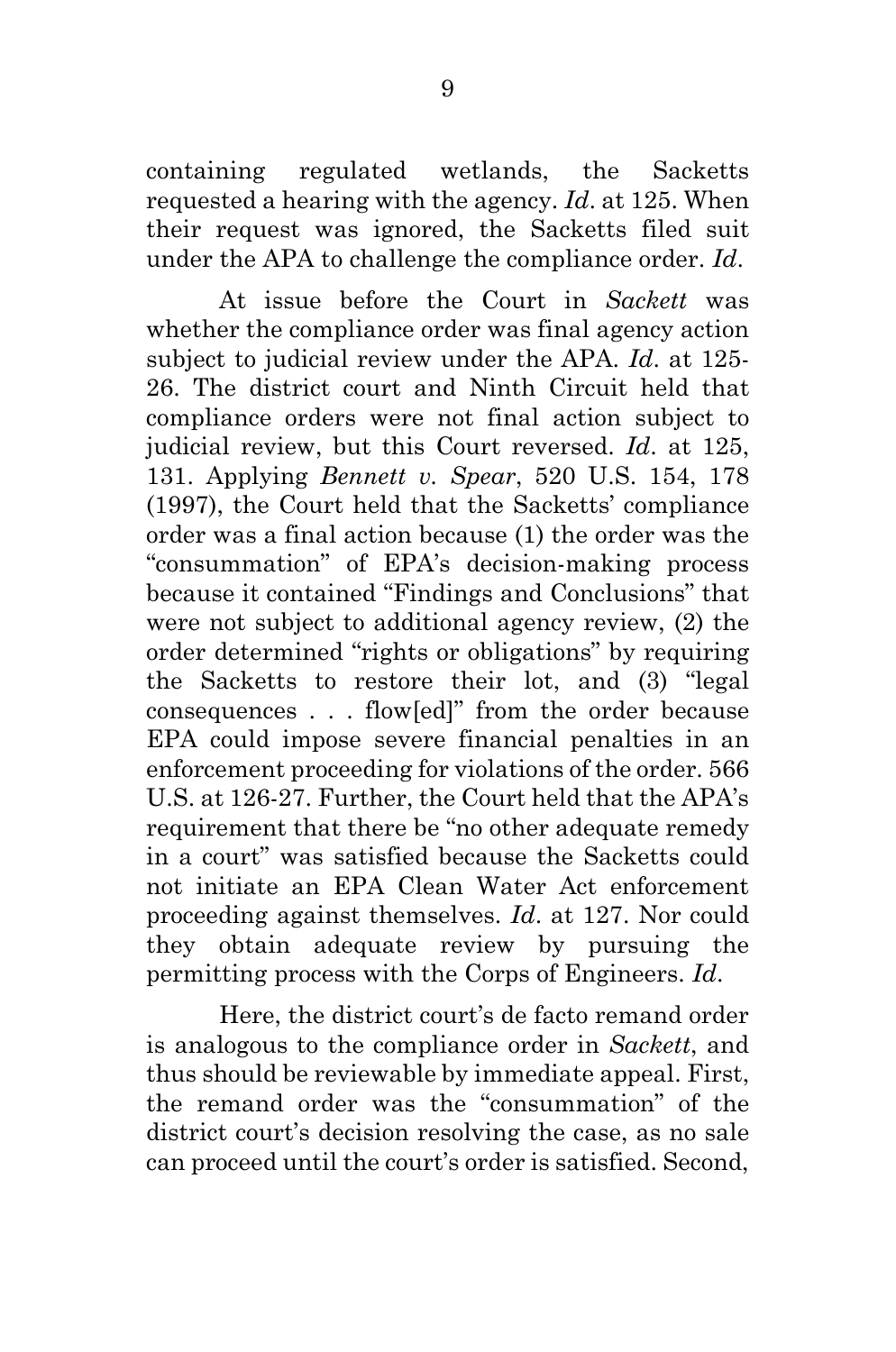containing regulated wetlands, the Sacketts requested a hearing with the agency. *Id*. at 125. When their request was ignored, the Sacketts filed suit under the APA to challenge the compliance order. *Id*.

At issue before the Court in *Sackett* was whether the compliance order was final agency action subject to judicial review under the APA. *Id*. at 125-26. The district court and Ninth Circuit held that compliance orders were not final action subject to judicial review, but this Court reversed. *Id*. at 125, 131. Applying *Bennett v. Spear*, 520 U.S. 154, 178 (1997), the Court held that the Sacketts' compliance order was a final action because (1) the order was the "consummation" of EPA's decision-making process because it contained "Findings and Conclusions" that were not subject to additional agency review, (2) the order determined "rights or obligations" by requiring the Sacketts to restore their lot, and (3) "legal consequences . . . flow[ed]" from the order because EPA could impose severe financial penalties in an enforcement proceeding for violations of the order. 566 U.S. at 126-27. Further, the Court held that the APA's requirement that there be "no other adequate remedy in a court" was satisfied because the Sacketts could not initiate an EPA Clean Water Act enforcement proceeding against themselves. *Id*. at 127. Nor could they obtain adequate review by pursuing the permitting process with the Corps of Engineers. *Id*.

Here, the district court's de facto remand order is analogous to the compliance order in *Sackett*, and thus should be reviewable by immediate appeal. First, the remand order was the "consummation" of the district court's decision resolving the case, as no sale can proceed until the court's order is satisfied. Second,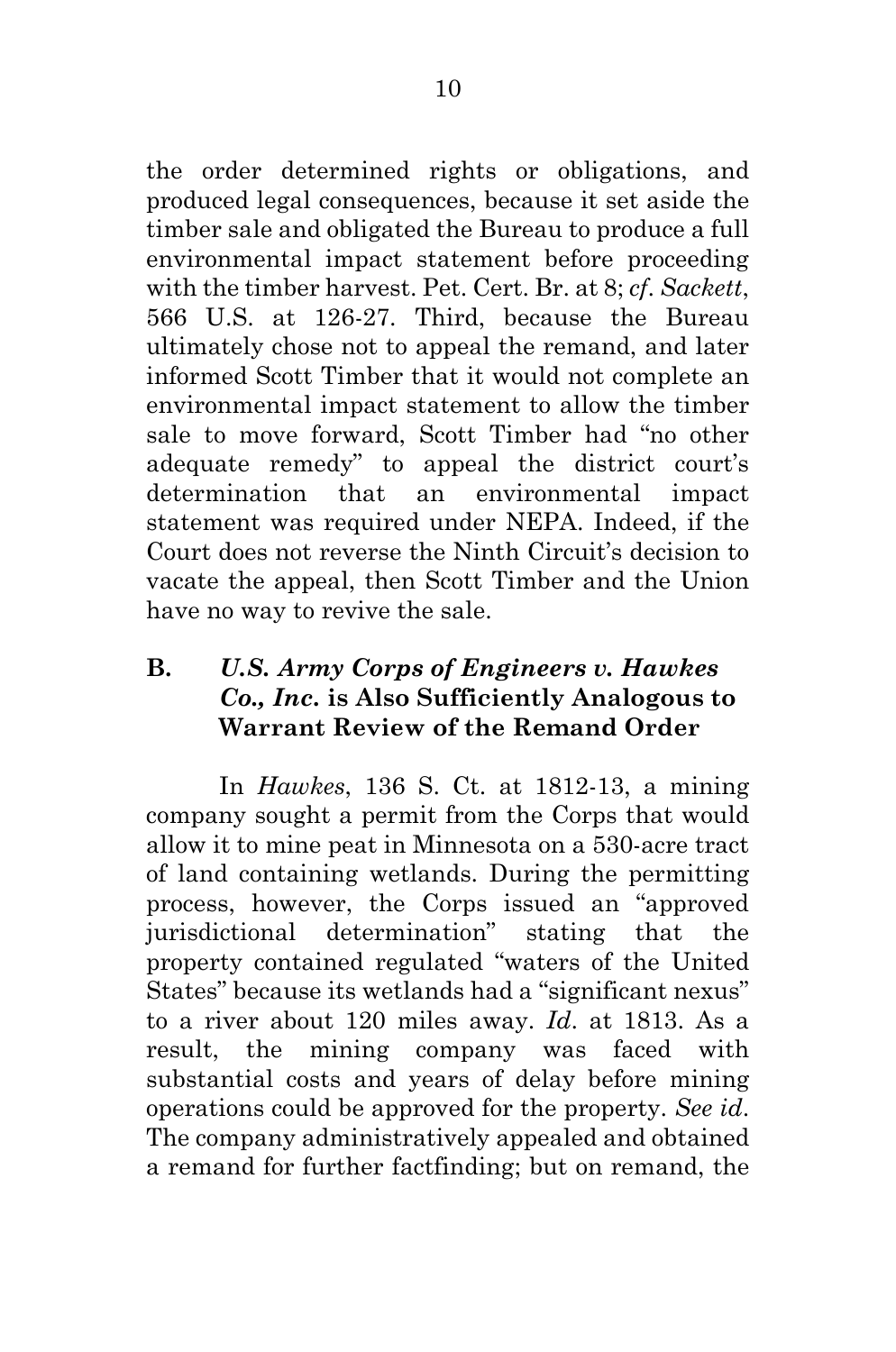the order determined rights or obligations, and produced legal consequences, because it set aside the timber sale and obligated the Bureau to produce a full environmental impact statement before proceeding with the timber harvest. Pet. Cert. Br. at 8; *cf. Sackett*, 566 U.S. at 126-27. Third, because the Bureau ultimately chose not to appeal the remand, and later informed Scott Timber that it would not complete an environmental impact statement to allow the timber sale to move forward, Scott Timber had "no other adequate remedy" to appeal the district court's determination that an environmental impact statement was required under NEPA. Indeed, if the Court does not reverse the Ninth Circuit's decision to vacate the appeal, then Scott Timber and the Union have no way to revive the sale.

### B. *U.S. Army Corps of Engineers v. Hawkes Co., Inc.* is Also Sufficiently Analogous to Warrant Review of the Remand Order

In *Hawkes*, 136 S. Ct. at 1812-13, a mining company sought a permit from the Corps that would allow it to mine peat in Minnesota on a 530-acre tract of land containing wetlands. During the permitting process, however, the Corps issued an "approved jurisdictional determination" stating that the property contained regulated "waters of the United States" because its wetlands had a "significant nexus" to a river about 120 miles away. *Id*. at 1813. As a result, the mining company was faced with substantial costs and years of delay before mining operations could be approved for the property. *See id*. The company administratively appealed and obtained a remand for further factfinding; but on remand, the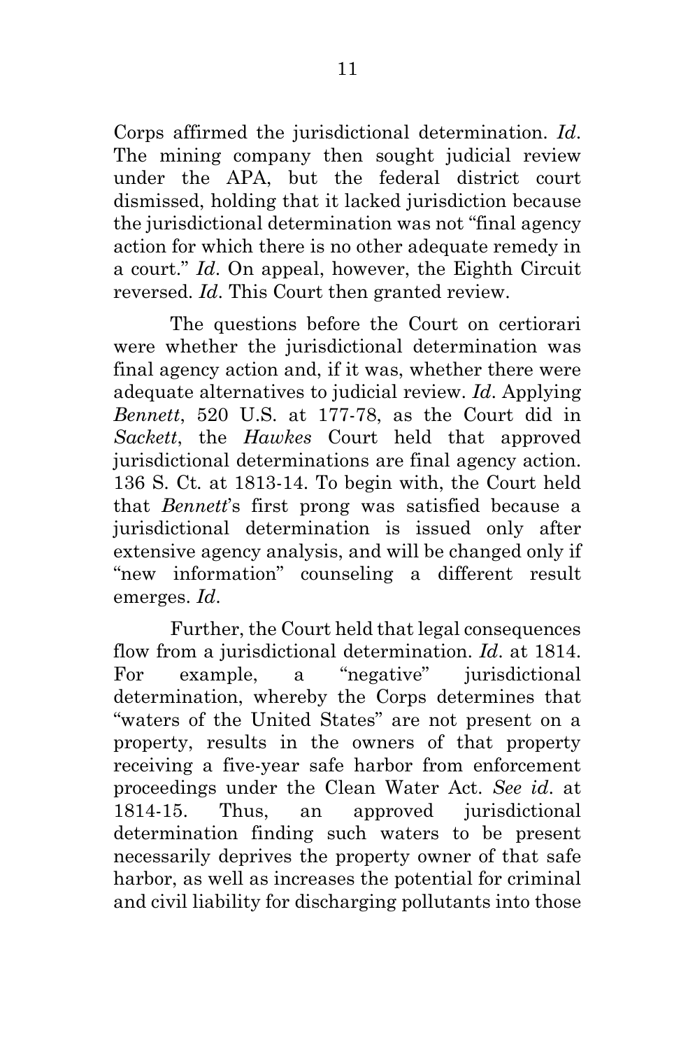Corps affirmed the jurisdictional determination. *Id*. The mining company then sought judicial review under the APA, but the federal district court dismissed, holding that it lacked jurisdiction because the jurisdictional determination was not "final agency action for which there is no other adequate remedy in a court." *Id*. On appeal, however, the Eighth Circuit reversed. *Id*. This Court then granted review.

The questions before the Court on certiorari were whether the jurisdictional determination was final agency action and, if it was, whether there were adequate alternatives to judicial review. *Id*. Applying *Bennett*, 520 U.S. at 177-78, as the Court did in *Sackett*, the *Hawkes* Court held that approved jurisdictional determinations are final agency action. 136 S. Ct. at 1813-14. To begin with, the Court held that *Bennett*'s first prong was satisfied because a jurisdictional determination is issued only after extensive agency analysis, and will be changed only if "new information" counseling a different result emerges. *Id*.

Further, the Court held that legal consequences flow from a jurisdictional determination. *Id*. at 1814. For example, a "negative" jurisdictional determination, whereby the Corps determines that "waters of the United States" are not present on a property, results in the owners of that property receiving a five-year safe harbor from enforcement proceedings under the Clean Water Act. *See id*. at 1814-15. Thus, an approved jurisdictional determination finding such waters to be present necessarily deprives the property owner of that safe harbor, as well as increases the potential for criminal and civil liability for discharging pollutants into those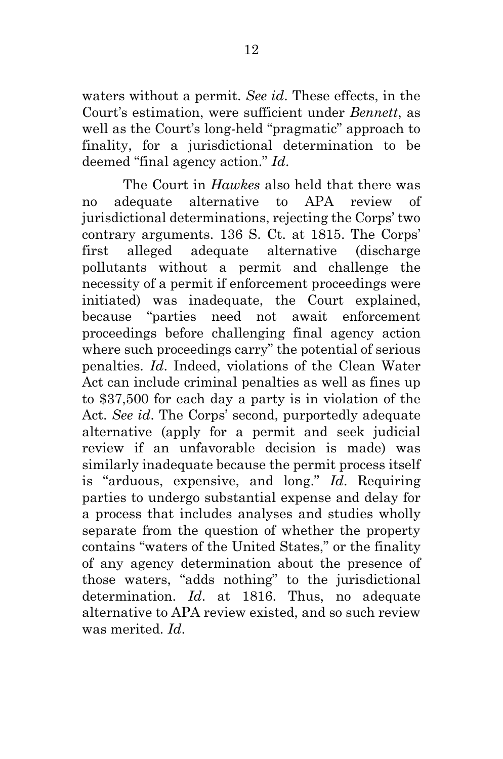waters without a permit. *See id*. These effects, in the Court's estimation, were sufficient under *Bennett*, as well as the Court's long-held "pragmatic" approach to finality, for a jurisdictional determination to be deemed "final agency action." *Id*.

The Court in *Hawkes* also held that there was no adequate alternative to APA review of jurisdictional determinations, rejecting the Corps' two contrary arguments. 136 S. Ct. at 1815. The Corps' first alleged adequate alternative (discharge pollutants without a permit and challenge the necessity of a permit if enforcement proceedings were initiated) was inadequate, the Court explained, because "parties need not await enforcement proceedings before challenging final agency action where such proceedings carry" the potential of serious penalties. *Id*. Indeed, violations of the Clean Water Act can include criminal penalties as well as fines up to $37,500 for each day a party is in violation of the Act. *See id*. The Corps' second, purportedly adequate alternative (apply for a permit and seek judicial review if an unfavorable decision is made) was similarly inadequate because the permit process itself is "arduous, expensive, and long." *Id*. Requiring parties to undergo substantial expense and delay for a process that includes analyses and studies wholly separate from the question of whether the property contains "waters of the United States," or the finality of any agency determination about the presence of those waters, "adds nothing" to the jurisdictional determination. *Id*. at 1816. Thus, no adequate alternative to APA review existed, and so such review was merited. *Id*.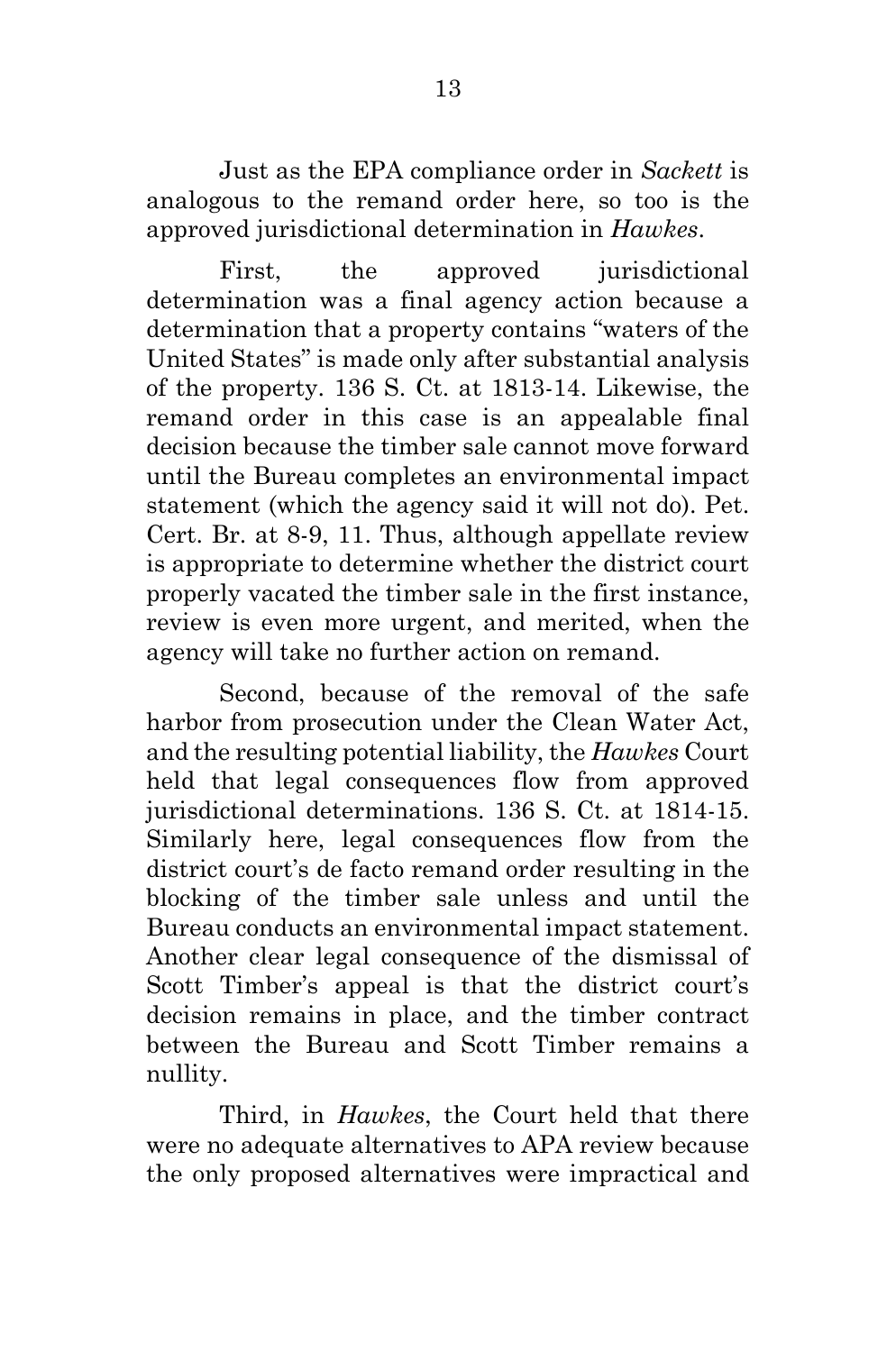Just as the EPA compliance order in *Sackett* is analogous to the remand order here, so too is the approved jurisdictional determination in *Hawkes*.

First, the approved jurisdictional determination was a final agency action because a determination that a property contains "waters of the United States" is made only after substantial analysis of the property. 136 S. Ct. at 1813-14. Likewise, the remand order in this case is an appealable final decision because the timber sale cannot move forward until the Bureau completes an environmental impact statement (which the agency said it will not do). Pet. Cert. Br. at 8-9, 11. Thus, although appellate review is appropriate to determine whether the district court properly vacated the timber sale in the first instance, review is even more urgent, and merited, when the agency will take no further action on remand.

Second, because of the removal of the safe harbor from prosecution under the Clean Water Act, and the resulting potential liability, the *Hawkes* Court held that legal consequences flow from approved jurisdictional determinations. 136 S. Ct. at 1814-15. Similarly here, legal consequences flow from the district court's de facto remand order resulting in the blocking of the timber sale unless and until the Bureau conducts an environmental impact statement. Another clear legal consequence of the dismissal of Scott Timber's appeal is that the district court's decision remains in place, and the timber contract between the Bureau and Scott Timber remains a nullity.

Third, in *Hawkes*, the Court held that there were no adequate alternatives to APA review because the only proposed alternatives were impractical and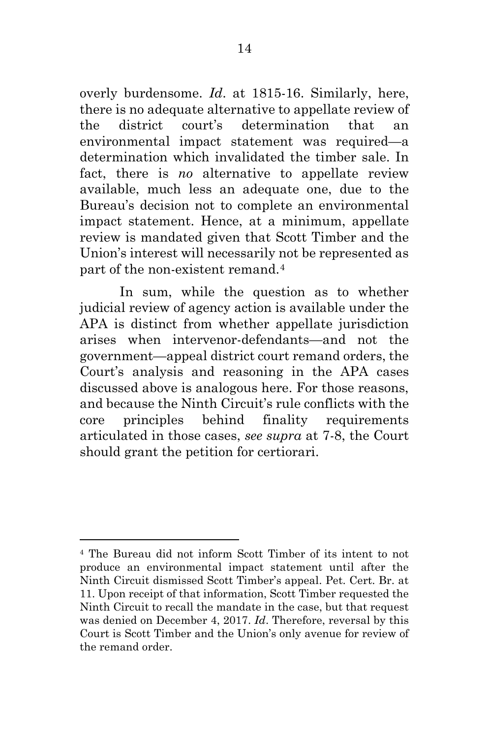overly burdensome. *Id*. at 1815-16. Similarly, here, there is no adequate alternative to appellate review of the district court's determination that an environmental impact statement was required—a determination which invalidated the timber sale. In fact, there is *no* alternative to appellate review available, much less an adequate one, due to the Bureau's decision not to complete an environmental impact statement. Hence, at a minimum, appellate review is mandated given that Scott Timber and the Union's interest will necessarily not be represented as part of the non-existent remand.[4]

In sum, while the question as to whether judicial review of agency action is available under the APA is distinct from whether appellate jurisdiction arises when intervenor-defendants—and not the government—appeal district court remand orders, the Court's analysis and reasoning in the APA cases discussed above is analogous here. For those reasons, and because the Ninth Circuit's rule conflicts with the core principles behind finality requirements articulated in those cases, *see supra* at 7-8, the Court should grant the petition for certiorari.

---

[4] The Bureau did not inform Scott Timber of its intent to not produce an environmental impact statement until after the Ninth Circuit dismissed Scott Timber's appeal. Pet. Cert. Br. at 11. Upon receipt of that information, Scott Timber requested the Ninth Circuit to recall the mandate in the case, but that request was denied on December 4, 2017. *Id*. Therefore, reversal by this Court is Scott Timber and the Union's only avenue for review of the remand order.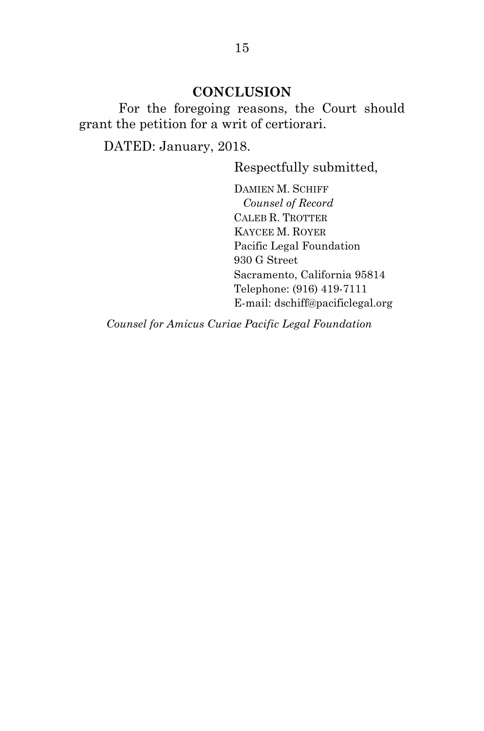## CONCLUSION

For the foregoing reasons, the Court should grant the petition for a writ of certiorari.

DATED: January, 2018.

Respectfully submitted,

DAMIEN M. SCHIFF
*Counsel of Record*
CALEB R. TROTTER
KAYCEE M. ROYER
Pacific Legal Foundation
930 G Street
Sacramento, California 95814
Telephone: (916) 419-7111
E-mail: dschiff@pacificlegal.org

*Counsel for Amicus Curiae Pacific Legal Foundation*